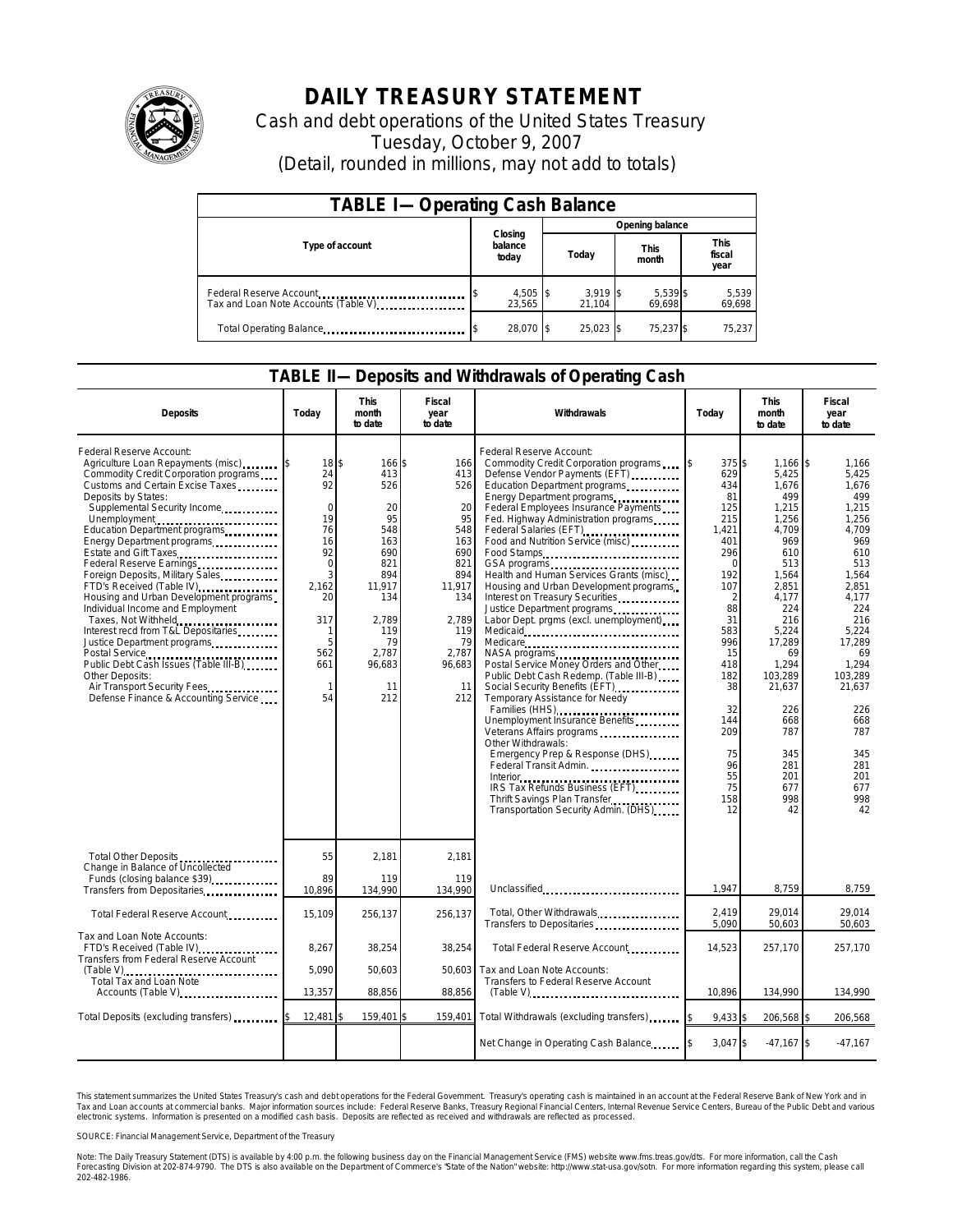# DAILY TREASURY STATEMENT

Cash and debt operations of the United States Treasury

Tuesday, October 9, 2007

(Detail, rounded in millions, may not add to totals)

## TABLE I— Operating Cash Balance

| Type of account | Closing balance today | Opening balance Today | Opening balance This month | Opening balance This fiscal year |
|---|---|---|---|---|
| Federal Reserve Account | $ 4,505 | $ 3,919 | $ 5,539 | $ 5,539 |
| Tax and Loan Note Accounts (Table V) | 23,565 | 21,104 | 69,698 | 69,698 |
| Total Operating Balance | $ 28,070 | $ 25,023 | $ 75,237 | $ 75,237 |

## TABLE II— Deposits and Withdrawals of Operating Cash

| Deposits | Today | This month to date | Fiscal year to date |
|---|---|---|---|
| Federal Reserve Account: | | | |
| Agriculture Loan Repayments (misc) | $ 18 | $ 166 | $ 166 |
| Commodity Credit Corporation programs | 24 | 413 | 413 |
| Customs and Certain Excise Taxes | 92 | 526 | 526 |
| Deposits by States: | | | |
| Supplemental Security Income | 0 | 20 | 20 |
| Unemployment | 19 | 95 | 95 |
| Education Department programs | 76 | 548 | 548 |
| Energy Department programs | 16 | 163 | 163 |
| Estate and Gift Taxes | 92 | 690 | 690 |
| Federal Reserve Earnings | 0 | 821 | 821 |
| Foreign Deposits, Military Sales | 3 | 894 | 894 |
| FTD's Received (Table IV) | 2,162 | 11,917 | 11,917 |
| Housing and Urban Development programs | 20 | 134 | 134 |
| Individual Income and Employment Taxes, Not Withheld | 317 | 2,789 | 2,789 |
| Interest recd from T&L Depositaries | 1 | 119 | 119 |
| Justice Department programs | 5 | 79 | 79 |
| Postal Service | 562 | 2,787 | 2,787 |
| Public Debt Cash Issues (Table III-B) | 661 | 96,683 | 96,683 |
| Other Deposits: | | | |
| Air Transport Security Fees | 1 | 11 | 11 |
| Defense Finance & Accounting Service | 54 | 212 | 212 |
| Total Other Deposits | 55 | 2,181 | 2,181 |
| Change in Balance of Uncollected Funds (closing balance $39) | 89 | 119 | 119 |
| Transfers from Depositaries | 10,896 | 134,990 | 134,990 |
| Total Federal Reserve Account | 15,109 | 256,137 | 256,137 |
| Tax and Loan Note Accounts: | | | |
| FTD's Received (Table IV) | 8,267 | 38,254 | 38,254 |
| Transfers from Federal Reserve Account (Table V) | 5,090 | 50,603 | 50,603 |
| Total Tax and Loan Note Accounts (Table V) | 13,357 | 88,856 | 88,856 |
| Total Deposits (excluding transfers) | $ 12,481 | $ 159,401 | $ 159,401 |

| Withdrawals | Today | This month to date | Fiscal year to date |
|---|---|---|---|
| Federal Reserve Account: | | | |
| Commodity Credit Corporation programs | $ 375 | $ 1,166 | $ 1,166 |
| Defense Vendor Payments (EFT) | 629 | 5,425 | 5,425 |
| Education Department programs | 434 | 1,676 | 1,676 |
| Energy Department programs | 81 | 499 | 499 |
| Federal Employees Insurance Payments | 125 | 1,215 | 1,215 |
| Fed. Highway Administration programs | 215 | 1,256 | 1,256 |
| Federal Salaries (EFT) | 1,421 | 4,709 | 4,709 |
| Food and Nutrition Service (misc) | 401 | 969 | 969 |
| Food Stamps | 296 | 610 | 610 |
| GSA programs | 0 | 513 | 513 |
| Health and Human Services Grants (misc) | 192 | 1,564 | 1,564 |
| Housing and Urban Development programs | 107 | 2,851 | 2,851 |
| Interest on Treasury Securities | 2 | 4,177 | 4,177 |
| Justice Department programs | 88 | 224 | 224 |
| Labor Dept. prgms (excl. unemployment) | 31 | 216 | 216 |
| Medicaid | 583 | 5,224 | 5,224 |
| Medicare | 996 | 17,289 | 17,289 |
| NASA programs | 15 | 69 | 69 |
| Postal Service Money Orders and Other | 418 | 1,294 | 1,294 |
| Public Debt Cash Redemp. (Table III-B) | 182 | 103,289 | 103,289 |
| Social Security Benefits (EFT) | 38 | 21,637 | 21,637 |
| Temporary Assistance for Needy Families (HHS) | 32 | 226 | 226 |
| Unemployment Insurance Benefits | 144 | 668 | 668 |
| Veterans Affairs programs | 209 | 787 | 787 |
| Other Withdrawals: | | | |
| Emergency Prep & Response (DHS) | 75 | 345 | 345 |
| Federal Transit Admin. | 96 | 281 | 281 |
| Interior | 55 | 201 | 201 |
| IRS Tax Refunds Business (EFT) | 75 | 677 | 677 |
| Thrift Savings Plan Transfer | 158 | 998 | 998 |
| Transportation Security Admin. (DHS) | 12 | 42 | 42 |
| Unclassified | 1,947 | 8,759 | 8,759 |
| Total, Other Withdrawals | 2,419 | 29,014 | 29,014 |
| Transfers to Depositaries | 5,090 | 50,603 | 50,603 |
| Total Federal Reserve Account | 14,523 | 257,170 | 257,170 |
| Tax and Loan Note Accounts: | | | |
| Transfers to Federal Reserve Account (Table V) | 10,896 | 134,990 | 134,990 |
| Total Withdrawals (excluding transfers) | $ 9,433 | $ 206,568 | $ 206,568 |
| Net Change in Operating Cash Balance | $ 3,047 | $ -47,167 | $ -47,167 |

This statement summarizes the United States Treasury's cash and debt operations for the Federal Government. Treasury's operating cash is maintained in an account at the Federal Reserve Bank of New York and in Tax and Loan accounts at commercial banks. Major information sources include: Federal Reserve Banks, Treasury Regional Financial Centers, Internal Revenue Service Centers, Bureau of the Public Debt and various electronic systems. Information is presented on a modified cash basis. Deposits are reflected as received and withdrawals are reflected as processed.

SOURCE: Financial Management Service, Department of the Treasury

Note: The Daily Treasury Statement (DTS) is available by 4:00 p.m. the following business day on the Financial Management Service (FMS) website www.fms.treas.gov/dts. For more information, call the Cash Forecasting Division at 202-874-9790. The DTS is also available on the Department of Commerce's "State of the Nation" website: http://www.stat-usa.gov/sotn. For more information regarding this system, please call 202-482-1986.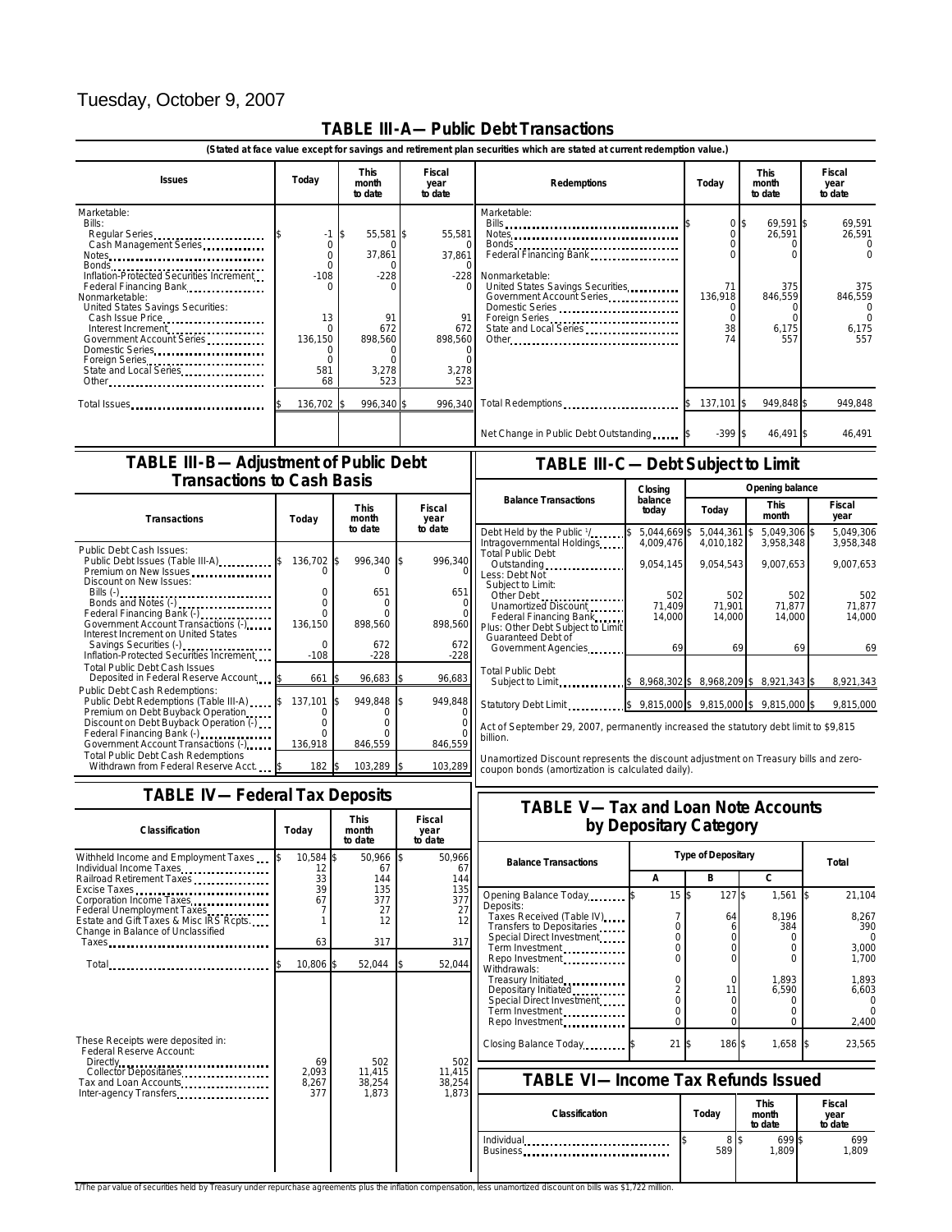Tuesday, October 9, 2007

## TABLE III-A— Public Debt Transactions

(Stated at face value except for savings and retirement plan securities which are stated at current redemption value.)

| Issues | Today | This month to date | Fiscal year to date |
|---|---|---|---|
| Marketable: | | | |
| Bills: | | | |
| Regular Series | $ -1 | $ 55,581 | $ 55,581 |
| Cash Management Series | 0 | 0 | 0 |
| Notes | 0 | 37,861 | 37,861 |
| Bonds | 0 | 0 | 0 |
| Inflation-Protected Securities Increment | -108 | -228 | -228 |
| Federal Financing Bank | 0 | 0 | 0 |
| Nonmarketable: | | | |
| United States Savings Securities: | | | |
| Cash Issue Price | 13 | 91 | 91 |
| Interest Increment | 0 | 672 | 672 |
| Government Account Series | 136,150 | 898,560 | 898,560 |
| Domestic Series | 0 | 0 | 0 |
| Foreign Series | 0 | 0 | 0 |
| State and Local Series | 581 | 3,278 | 3,278 |
| Other | 68 | 523 | 523 |
| Total Issues | $ 136,702 | $ 996,340 | $ 996,340 |

| Redemptions | Today | This month to date | Fiscal year to date |
|---|---|---|---|
| Marketable: | | | |
| Bills | $ 0 | $ 69,591 | $ 69,591 |
| Notes | 0 | 26,591 | 26,591 |
| Bonds | 0 | 0 | 0 |
| Federal Financing Bank | 0 | 0 | 0 |
| Nonmarketable: | | | |
| United States Savings Securities | 71 | 375 | 375 |
| Government Account Series | 136,918 | 846,559 | 846,559 |
| Domestic Series | 0 | 0 | 0 |
| Foreign Series | 0 | 0 | 0 |
| State and Local Series | 38 | 6,175 | 6,175 |
| Other | 74 | 557 | 557 |
| Total Redemptions | $ 137,101 | $ 949,848 | $ 949,848 |
| Net Change in Public Debt Outstanding | $ -399 | $ 46,491 | $ 46,491 |

## TABLE III-B— Adjustment of Public Debt Transactions to Cash Basis

| Transactions | Today | This month to date | Fiscal year to date |
|---|---|---|---|
| Public Debt Cash Issues: | | | |
| Public Debt Issues (Table III-A) | $ 136,702 | $ 996,340 | $ 996,340 |
| Premium on New Issues | 0 | 0 | 0 |
| Discount on New Issues: | | | |
| Bills (-) | 0 | 651 | 651 |
| Bonds and Notes (-) | 0 | 0 | 0 |
| Federal Financing Bank (-) | 0 | 0 | 0 |
| Government Account Transactions (-) | 136,150 | 898,560 | 898,560 |
| Interest Increment on United States Savings Securities (-) | 0 | 672 | 672 |
| Inflation-Protected Securities Increment | -108 | -228 | -228 |
| Total Public Debt Cash Issues Deposited in Federal Reserve Account | $ 661 | $ 96,683 | $ 96,683 |
| Public Debt Cash Redemptions: | | | |
| Public Debt Redemptions (Table III-A) | $ 137,101 | $ 949,848 | $ 949,848 |
| Premium on Debt Buyback Operation | 0 | 0 | 0 |
| Discount on Debt Buyback Operation (-) | 0 | 0 | 0 |
| Federal Financing Bank (-) | 0 | 0 | 0 |
| Government Account Transactions (-) | 136,918 | 846,559 | 846,559 |
| Total Public Debt Cash Redemptions Withdrawn from Federal Reserve Acct. | $ 182 | $ 103,289 | $ 103,289 |

## TABLE III-C— Debt Subject to Limit

| Balance Transactions | Closing balance today | Opening balance Today | Opening balance This month | Opening balance Fiscal year |
|---|---|---|---|---|
| Debt Held by the Public [1] | $ 5,044,669 | $ 5,044,361 | $ 5,049,306 | $ 5,049,306 |
| Intragovernmental Holdings | 4,009,476 | 4,010,182 | 3,958,348 | 3,958,348 |
| Total Public Debt Outstanding | 9,054,145 | 9,054,543 | 9,007,653 | 9,007,653 |
| Less: Debt Not Subject to Limit: | | | | |
| Other Debt | 502 | 502 | 502 | 502 |
| Unamortized Discount | 71,409 | 71,901 | 71,877 | 71,877 |
| Federal Financing Bank | 14,000 | 14,000 | 14,000 | 14,000 |
| Plus: Other Debt Subject to Limit | | | | |
| Guaranteed Debt of Government Agencies | 69 | 69 | 69 | 69 |
| Total Public Debt Subject to Limit | $ 8,968,302 | $ 8,968,209 | $ 8,921,343 | $ 8,921,343 |
| Statutory Debt Limit | $ 9,815,000 | $ 9,815,000 | $ 9,815,000 | $ 9,815,000 |

Act of September 29, 2007, permanently increased the statutory debt limit to $9,815 billion.

Unamortized Discount represents the discount adjustment on Treasury bills and zero-coupon bonds (amortization is calculated daily).

## TABLE IV— Federal Tax Deposits

| Classification | Today | This month to date | Fiscal year to date |
|---|---|---|---|
| Withheld Income and Employment Taxes | $ 10,584 | $ 50,966 | $ 50,966 |
| Individual Income Taxes | 12 | 67 | 67 |
| Railroad Retirement Taxes | 33 | 144 | 144 |
| Excise Taxes | 39 | 135 | 135 |
| Corporation Income Taxes | 67 | 377 | 377 |
| Federal Unemployment Taxes | 7 | 27 | 27 |
| Estate and Gift Taxes & Misc IRS Rcpts. | 1 | 12 | 12 |
| Change in Balance of Unclassified Taxes | 63 | 317 | 317 |
| Total | $ 10,806 | $ 52,044 | $ 52,044 |
| These Receipts were deposited in: | | | |
| Federal Reserve Account: | | | |
| Directly | 69 | 502 | 502 |
| Collector Depositaries | 2,093 | 11,415 | 11,415 |
| Tax and Loan Accounts | 8,267 | 38,254 | 38,254 |
| Inter-agency Transfers | 377 | 1,873 | 1,873 |

## TABLE V— Tax and Loan Note Accounts by Depositary Category

| Balance Transactions | Type of Depositary A | Type of Depositary B | Type of Depositary C | Total |
|---|---|---|---|---|
| Opening Balance Today | $ 15 | $ 127 | $ 1,561 | $ 21,104 |
| Deposits: | | | | |
| Taxes Received (Table IV) | 7 | 64 | 8,196 | 8,267 |
| Transfers to Depositaries | 0 | 6 | 384 | 390 |
| Special Direct Investment | 0 | 0 | 0 | 0 |
| Term Investment | 0 | 0 | 0 | 3,000 |
| Repo Investment | 0 | 0 | 0 | 1,700 |
| Withdrawals: | | | | |
| Treasury Initiated | 0 | 0 | 1,893 | 1,893 |
| Depositary Initiated | 2 | 11 | 6,590 | 6,603 |
| Special Direct Investment | 0 | 0 | 0 | 0 |
| Term Investment | 0 | 0 | 0 | 0 |
| Repo Investment | 0 | 0 | 0 | 2,400 |
| Closing Balance Today | $ 21 | $ 186 | $ 1,658 | $ 23,565 |

## TABLE VI— Income Tax Refunds Issued

| Classification | Today | This month to date | Fiscal year to date |
|---|---|---|---|
| Individual | $ 8 | $ 699 | $ 699 |
| Business | 589 | 1,809 | 1,809 |

1/The par value of securities held by Treasury under repurchase agreements plus the inflation compensation, less unamortized discount on bills was $1,722 million.